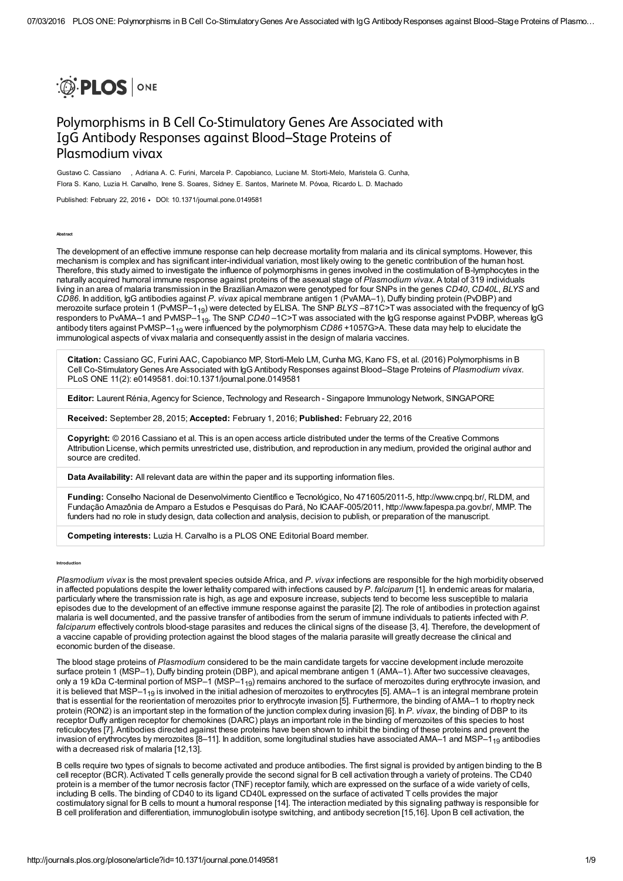# Polymorphisms in B Cell Co-Stimulatory Genes Are Associated with IgG Antibody Responses against Blood–Stage Proteins of Plasmodium vivax

Gustavo C. Cassiano , Adriana A. C. Furini, Marcela P. Capobianco, Luciane M. Storti-Melo, Maristela G. Cunha, Flora S. Kano, Luzia H. Carvalho, Irene S. Soares, Sidney E. Santos, Marinete M. Póvoa, Ricardo L. D. Machado

Published: February 22, 2016 • DOI: 10.1371/journal.pone.0149581

###### Abstract

The development of an effective immune response can help decrease mortality from malaria and its clinical symptoms. However, this mechanism is complex and has significant inter-individual variation, most likely owing to the genetic contribution of the human host. Therefore, this study aimed to investigate the influence of polymorphisms in genes involved in the costimulation of B-lymphocytes in the naturally acquired humoral immune response against proteins of the asexual stage of *Plasmodium vivax*. A total of 319 individuals living in an area of malaria transmission in the Brazilian Amazon were genotyped for four SNPs in the genes *CD40*, *CD40L*, *BLYS* and *CD86*. In addition, IgG antibodies against *P. vivax* apical membrane antigen 1 (PvAMA–1), Duffy binding protein (PvDBP) and merozoite surface protein 1 ($PvMSP–1_{19}$) were detected by ELISA. The SNP *BLYS* –871C>T was associated with the frequency of IgG responders to PvAMA–1 and $PvMSP–1_{19}$. The SNP *CD40* –1C>T was associated with the IgG response against PvDBP, whereas IgG antibody titers against $PvMSP–1_{19}$ were influenced by the polymorphism *CD86* +1057G>A. These data may help to elucidate the immunological aspects of vivax malaria and consequently assist in the design of malaria vaccines.

**Citation:** Cassiano GC, Furini AAC, Capobianco MP, Storti-Melo LM, Cunha MG, Kano FS, et al. (2016) Polymorphisms in B Cell Co-Stimulatory Genes Are Associated with IgG Antibody Responses against Blood–Stage Proteins of *Plasmodium vivax*. PLoS ONE 11(2): e0149581. doi:10.1371/journal.pone.0149581

**Editor:** Laurent Rénia, Agency for Science, Technology and Research - Singapore Immunology Network, SINGAPORE

**Received:** September 28, 2015; **Accepted:** February 1, 2016; **Published:** February 22, 2016

**Copyright:** © 2016 Cassiano et al. This is an open access article distributed under the terms of the Creative Commons Attribution License, which permits unrestricted use, distribution, and reproduction in any medium, provided the original author and source are credited.

**Data Availability:** All relevant data are within the paper and its supporting information files.

**Funding:** Conselho Nacional de Desenvolvimento Científico e Tecnológico, No 471605/2011-5, http://www.cnpq.br/, RLDM, and Fundação Amazônia de Amparo a Estudos e Pesquisas do Pará, No ICAAF-005/2011, http://www.fapespa.pa.gov.br/, MMP. The funders had no role in study design, data collection and analysis, decision to publish, or preparation of the manuscript.

**Competing interests:** Luzia H. Carvalho is a PLOS ONE Editorial Board member.

###### Introduction

*Plasmodium vivax* is the most prevalent species outside Africa, and *P. vivax* infections are responsible for the high morbidity observed in affected populations despite the lower lethality compared with infections caused by *P. falciparum* [1]. In endemic areas for malaria, particularly where the transmission rate is high, as age and exposure increase, subjects tend to become less susceptible to malaria episodes due to the development of an effective immune response against the parasite [2]. The role of antibodies in protection against malaria is well documented, and the passive transfer of antibodies from the serum of immune individuals to patients infected with *P. falciparum* effectively controls blood-stage parasites and reduces the clinical signs of the disease [3, 4]. Therefore, the development of a vaccine capable of providing protection against the blood stages of the malaria parasite will greatly decrease the clinical and economic burden of the disease.

The blood stage proteins of *Plasmodium* considered to be the main candidate targets for vaccine development include merozoite surface protein 1 (MSP–1), Duffy binding protein (DBP), and apical membrane antigen 1 (AMA–1). After two successive cleavages, only a 19 kDa C-terminal portion of MSP–1 ($MSP–1_{19}$) remains anchored to the surface of merozoites during erythrocyte invasion, and it is believed that $MSP–1_{19}$ is involved in the initial adhesion of merozoites to erythrocytes [5]. AMA–1 is an integral membrane protein that is essential for the reorientation of merozoites prior to erythrocyte invasion [5]. Furthermore, the binding of AMA–1 to rhoptry neck protein (RON2) is an important step in the formation of the junction complex during invasion [6]. In *P. vivax*, the binding of DBP to its receptor Duffy antigen receptor for chemokines (DARC) plays an important role in the binding of merozoites of this species to host reticulocytes [7]. Antibodies directed against these proteins have been shown to inhibit the binding of these proteins and prevent the invasion of erythrocytes by merozoites [8–11]. In addition, some longitudinal studies have associated AMA–1 and $MSP–1_{19}$ antibodies with a decreased risk of malaria [12,13].

B cells require two types of signals to become activated and produce antibodies. The first signal is provided by antigen binding to the B cell receptor (BCR). Activated T cells generally provide the second signal for B cell activation through a variety of proteins. The CD40 protein is a member of the tumor necrosis factor (TNF) receptor family, which are expressed on the surface of a wide variety of cells, including B cells. The binding of CD40 to its ligand CD40L expressed on the surface of activated T cells provides the major costimulatory signal for B cells to mount a humoral response [14]. The interaction mediated by this signaling pathway is responsible for B cell proliferation and differentiation, immunoglobulin isotype switching, and antibody secretion [15,16]. Upon B cell activation, the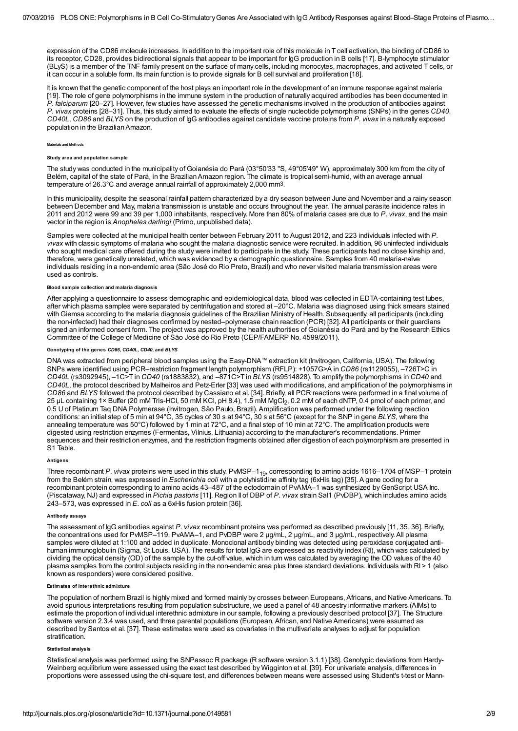expression of the CD86 molecule increases. In addition to the important role of this molecule in T cell activation, the binding of CD86 to its receptor, CD28, provides bidirectional signals that appear to be important for IgG production in B cells [17]. B-lymphocyte stimulator (BLyS) is a member of the TNF family present on the surface of many cells, including monocytes, macrophages, and activated T cells, or it can occur in a soluble form. Its main function is to provide signals for B cell survival and proliferation [18].

It is known that the genetic component of the host plays an important role in the development of an immune response against malaria [19]. The role of gene polymorphisms in the immune system in the production of naturally acquired antibodies has been documented in *P. falciparum* [20–27]. However, few studies have assessed the genetic mechanisms involved in the production of antibodies against *P. vivax* proteins [28–31]. Thus, this study aimed to evaluate the effects of single nucleotide polymorphisms (SNPs) in the genes *CD40*, *CD40L*, *CD86* and *BLYS* on the production of IgG antibodies against candidate vaccine proteins from *P. vivax* in a naturally exposed population in the Brazilian Amazon.

## Materials and Methods

### Study area and population sample

The study was conducted in the municipality of Goianésia do Pará (03°50'33 "S, 49°05'49" W), approximately 300 km from the city of Belém, capital of the state of Pará, in the Brazilian Amazon region. The climate is tropical semi-humid, with an average annual temperature of 26.3°C and average annual rainfall of approximately 2,000 $mm^3$.

In this municipality, despite the seasonal rainfall pattern characterized by a dry season between June and November and a rainy season between December and May, malaria transmission is unstable and occurs throughout the year. The annual parasite incidence rates in 2011 and 2012 were 99 and 39 per 1,000 inhabitants, respectively. More than 80% of malaria cases are due to *P. vivax*, and the main vector in the region is *Anopheles darlingi* (Primo, unpublished data).

Samples were collected at the municipal health center between February 2011 to August 2012, and 223 individuals infected with *P. vivax* with classic symptoms of malaria who sought the malaria diagnostic service were recruited. In addition, 96 uninfected individuals who sought medical care offered during the study were invited to participate in the study. These participants had no close kinship and, therefore, were genetically unrelated, which was evidenced by a demographic questionnaire. Samples from 40 malaria-naive individuals residing in a non-endemic area (São José do Rio Preto, Brazil) and who never visited malaria transmission areas were used as controls.

### Blood sample collection and malaria diagnosis

After applying a questionnaire to assess demographic and epidemiological data, blood was collected in EDTA-containing test tubes, after which plasma samples were separated by centrifugation and stored at –20°C. Malaria was diagnosed using thick smears stained with Giemsa according to the malaria diagnosis guidelines of the Brazilian Ministry of Health. Subsequently, all participants (including the non-infected) had their diagnoses confirmed by nested–polymerase chain reaction (PCR) [32]. All participants or their guardians signed an informed consent form. The project was approved by the health authorities of Goianésia do Pará and by the Research Ethics Committee of the College of Medicine of São José do Rio Preto (CEP/FAMERP No. 4599/2011).

### Genotyping of the genes *CD86*, *CD40L*, *CD40*, and *BLYS*

DNA was extracted from peripheral blood samples using the Easy-DNA™ extraction kit (Invitrogen, California, USA). The following SNPs were identified using PCR–restriction fragment length polymorphism (RFLP): +1057G>A in *CD86* (rs1129055), –726T>C in *CD40L* (rs3092945), –1C>T in *CD40* (rs1883832), and –871C>T in *BLYS* (rs9514828). To amplify the polymorphisms in *CD40* and *CD40L*, the protocol described by Malheiros and Petz-Erler [33] was used with modifications, and amplification of the polymorphisms in *CD86* and *BLYS* followed the protocol described by Cassiano et al. [34]. Briefly, all PCR reactions were performed in a final volume of 25 μL containing 1× Buffer (20 mM Tris-HCl, 50 mM KCl, pH 8.4), 1.5 mM $MgCl_2$, 0.2 mM of each dNTP, 0.4 pmol of each primer, and 0.5 U of Platinum Taq DNA Polymerase (Invitrogen, São Paulo, Brazil). Amplification was performed under the following reaction conditions: an initial step of 5 min at 94°C, 35 cycles of 30 s at 94°C, 30 s at 56°C (except for the SNP in gene *BLYS*, where the annealing temperature was 50°C) followed by 1 min at 72°C, and a final step of 10 min at 72°C. The amplification products were digested using restriction enzymes (Fermentas, Vilnius, Lithuania) according to the manufacturer's recommendations. Primer sequences and their restriction enzymes, and the restriction fragments obtained after digestion of each polymorphism are presented in S1 Table.

### Antigens

Three recombinant *P. vivax* proteins were used in this study. PvMSP–$1_{19}$, corresponding to amino acids 1616–1704 of MSP–1 protein from the Belém strain, was expressed in *Escherichia coli* with a polyhistidine affinity tag (6xHis tag) [35]. A gene coding for a recombinant protein corresponding to amino acids 43–487 of the ectodomain of PvAMA–1 was synthesized by GenScript USA Inc. (Piscataway, NJ) and expressed in *Pichia pastoris* [11]. Region II of DBP of *P. vivax* strain Sal1 (PvDBP), which includes amino acids 243–573, was expressed in *E. coli* as a 6xHis fusion protein [36].

### Antibody assays

The assessment of IgG antibodies against *P. vivax* recombinant proteins was performed as described previously [11, 35, 36]. Briefly, the concentrations used for PvMSP–119, PvAMA–1, and PvDBP were 2 μg/mL, 2 μg/mL, and 3 μg/mL, respectively. All plasma samples were diluted at 1:100 and added in duplicate. Monoclonal antibody binding was detected using peroxidase conjugated anti-human immunoglobulin (Sigma, St Louis, USA). The results for total IgG are expressed as reactivity index (RI), which was calculated by dividing the optical density (OD) of the sample by the cut-off value, which in turn was calculated by averaging the OD values of the 40 plasma samples from the control subjects residing in the non-endemic area plus three standard deviations. Individuals with RI > 1 (also known as responders) were considered positive.

### Estimates of interethnic admixture

The population of northern Brazil is highly mixed and formed mainly by crosses between Europeans, Africans, and Native Americans. To avoid spurious interpretations resulting from population substructure, we used a panel of 48 ancestry informative markers (AIMs) to estimate the proportion of individual interethnic admixture in our sample, following a previously described protocol [37]. The Structure software version 2.3.4 was used, and three parental populations (European, African, and Native Americans) were assumed as described by Santos et al. [37]. These estimates were used as covariates in the multivariate analyses to adjust for population stratification.

### Statistical analysis

Statistical analysis was performed using the SNPassoc R package (R software version 3.1.1) [38]. Genotypic deviations from Hardy-Weinberg equilibrium were assessed using the exact test described by Wigginton et al. [39]. For univariate analysis, differences in proportions were assessed using the chi-square test, and differences between means were assessed using Student's t-test or Mann-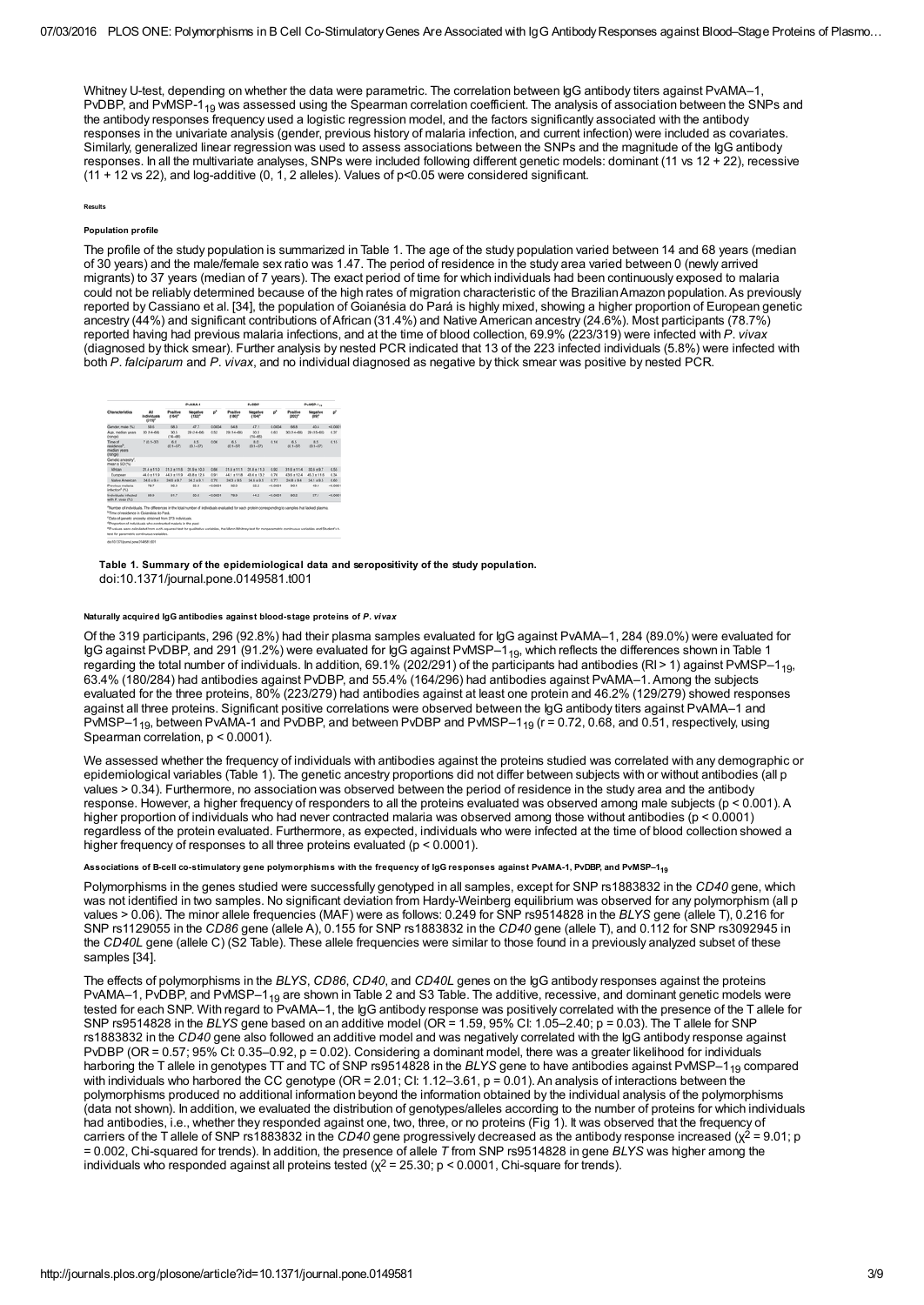Whitney U-test, depending on whether the data were parametric. The correlation between IgG antibody titers against PvAMA–1, PvDBP, and PvMSP-$1_{19}$ was assessed using the Spearman correlation coefficient. The analysis of association between the SNPs and the antibody responses frequency used a logistic regression model, and the factors significantly associated with the antibody responses in the univariate analysis (gender, previous history of malaria infection, and current infection) were included as covariates. Similarly, generalized linear regression was used to assess associations between the SNPs and the magnitude of the IgG antibody responses. In all the multivariate analyses, SNPs were included following different genetic models: dominant (11 vs 12 + 22), recessive (11 + 12 vs 22), and log-additive (0, 1, 2 alleles). Values of $p<0.05$ were considered significant.

## Results

### Population profile

The profile of the study population is summarized in Table 1. The age of the study population varied between 14 and 68 years (median of 30 years) and the male/female sex ratio was 1.47. The period of residence in the study area varied between 0 (newly arrived migrants) to 37 years (median of 7 years). The exact period of time for which individuals had been continuously exposed to malaria could not be reliably determined because of the high rates of migration characteristic of the Brazilian Amazon population. As previously reported by Cassiano et al. [34], the population of Goianésia do Pará is highly mixed, showing a higher proportion of European genetic ancestry (44%) and significant contributions of African (31.4%) and Native American ancestry (24.6%). Most participants (78.7%) reported having had previous malaria infections, and at the time of blood collection, 69.9% (223/319) were infected with *P. vivax* (diagnosed by thick smear). Further analysis by nested PCR indicated that 13 of the 223 infected individuals (5.8%) were infected with both *P. falciparum* and *P. vivax*, and no individual diagnosed as negative by thick smear was positive by nested PCR.

| Characteristics | All individuals (319)[a] | PvAMA-1 Positive (164)[a] | PvAMA-1 Negative (132)[a] | p[d] | PvDBP Positive (180)[a] | PvDBP Negative (104)[a] | p[d] | PvMSP-$1_{19}$ Positive (202)[a] | PvMSP-$1_{19}$ Negative (89)[a] | p[d] |
|---|---|---|---|---|---|---|---|---|---|---|
| Gender, male (%) | 59.6 | 68.3 | 47.7 | 0.0004 | 64.9 | 47.1 | 0.0034 | 66.8 | 43.4 | <0.0001 |
| Age, median years (range) | 30 (14–68) | 30.5 (16–68) | 29 (14–68) | 0.53 | 29 (14–68) | 30.5 (16–68) | 0.61 | 30 (14–68) | 29 (15–63) | 0.37 |
| Time of residence[b] median years (range) | 7 (0.1–37) | 6.5 (0.1–37) | 6.5 (0.1–37) | 0.56 | 6.5 (0.1–37) | 6.5 (0.1–37) | 0.14 | 6.5 (0.1–37) | 6.5 (0.1–37) | 0.11 |
| Genetic ancestry[c], mean ± SD (%) | | | | | | | | | | |
| African | 31.4 ± 11.0 | 31.3 ± 10.8 | 31.9 ± 10.3 | 0.66 | 31.5 ± 11.5 | 31.8 ± 11.3 | 0.82 | 31.9 ± 11.4 | 30.3 ± 9.7 | 0.55 |
| European | 44.0 ± 11.8 | 44.3 ± 11.9 | 43.8 ± 12.5 | 0.91 | 44.1 ± 11.8 | 45.0 ± 13.2 | 0.76 | 43.6 ± 12.4 | 45.3 ± 11.5 | 0.34 |
| Native American | 24.6 ± 8.4 | 24.6 ± 8.7 | 24.3 ± 8.1 | 0.71 | 24.3 ± 8.5 | 24.4 ± 8.1 | 0.77 | 24.6 ± 8.6 | 24.1 ± 8.1 | 0.85 |
| Previous malaria infection[e] (%) | 78.7 | 90.3 | 65.9 | <0.0001 | 90.0 | 62.5 | <0.0001 | 90.1 | 49.4 | <0.0001 |
| Individuals infected with *P. vivax* (%) | 69.9 | 81.7 | 53.4 | <0.0001 | 78.9 | 44.2 | <0.0001 | 80.2 | 37.1 | <0.0001 |

[a]Number of individuals. The differences in the total number of individuals evaluated for each protein corresponding to samples that lacked plasma.
[b]Time of residence in Goianésia do Pará.
[c]Data of genetic ancestry obtained from 279 individuals.
[e]Proportion of individuals who contracted malaria in the past.
[d]P-values were calculated from a chi-squared test for qualitative variables, the Mann-Whitney test for nonparametric continuous variables, and Student's t-test for parametric continuous variables.

doi:10.1371/journal.pone.0149581.t001

**Table 1. Summary of the epidemiological data and seropositivity of the study population.**
doi:10.1371/journal.pone.0149581.t001

#### Naturally acquired IgG antibodies against blood-stage proteins of *P. vivax*

Of the 319 participants, 296 (92.8%) had their plasma samples evaluated for IgG against PvAMA–1, 284 (89.0%) were evaluated for IgG against PvDBP, and 291 (91.2%) were evaluated for IgG against PvMSP–$1_{19}$, which reflects the differences shown in Table 1 regarding the total number of individuals. In addition, 69.1% (202/291) of the participants had antibodies (RI > 1) against PvMSP–$1_{19}$, 63.4% (180/284) had antibodies against PvDBP, and 55.4% (164/296) had antibodies against PvAMA–1. Among the subjects evaluated for the three proteins, 80% (223/279) had antibodies against at least one protein and 46.2% (129/279) showed responses against all three proteins. Significant positive correlations were observed between the IgG antibody titers against PvAMA–1 and PvMSP–$1_{19}$, between PvAMA-1 and PvDBP, and between PvDBP and PvMSP–$1_{19}$ (r = 0.72, 0.68, and 0.51, respectively, using Spearman correlation, $p < 0.0001$).

We assessed whether the frequency of individuals with antibodies against the proteins studied was correlated with any demographic or epidemiological variables (Table 1). The genetic ancestry proportions did not differ between subjects with or without antibodies (all p values > 0.34). Furthermore, no association was observed between the period of residence in the study area and the antibody response. However, a higher frequency of responders to all the proteins evaluated was observed among male subjects ($p < 0.001$). A higher proportion of individuals who had never contracted malaria was observed among those without antibodies ($p < 0.0001$) regardless of the protein evaluated. Furthermore, as expected, individuals who were infected at the time of blood collection showed a higher frequency of responses to all three proteins evaluated ($p < 0.0001$).

#### Associations of B-cell co-stimulatory gene polymorphisms with the frequency of IgG responses against PvAMA-1, PvDBP, and PvMSP–$1_{19}$

Polymorphisms in the genes studied were successfully genotyped in all samples, except for SNP rs1883832 in the *CD40* gene, which was not identified in two samples. No significant deviation from Hardy-Weinberg equilibrium was observed for any polymorphism (all p values > 0.06). The minor allele frequencies (MAF) were as follows: 0.249 for SNP rs9514828 in the *BLYS* gene (allele T), 0.216 for SNP rs1129055 in the *CD86* gene (allele A), 0.155 for SNP rs1883832 in the *CD40* gene (allele T), and 0.112 for SNP rs3092945 in the *CD40L* gene (allele C) (S2 Table). These allele frequencies were similar to those found in a previously analyzed subset of these samples [34].

The effects of polymorphisms in the *BLYS*, *CD86*, *CD40*, and *CD40L* genes on the IgG antibody responses against the proteins PvAMA–1, PvDBP, and PvMSP–$1_{19}$ are shown in Table 2 and S3 Table. The additive, recessive, and dominant genetic models were tested for each SNP. With regard to PvAMA–1, the IgG antibody response was positively correlated with the presence of the T allele for SNP rs9514828 in the *BLYS* gene based on an additive model (OR = 1.59, 95% CI: 1.05–2.40; p = 0.03). The T allele for SNP rs1883832 in the *CD40* gene also followed an additive model and was negatively correlated with the IgG antibody response against PvDBP (OR = 0.57; 95% CI: 0.35–0.92, p = 0.02). Considering a dominant model, there was a greater likelihood for individuals harboring the T allele in genotypes TT and TC of SNP rs9514828 in the *BLYS* gene to have antibodies against PvMSP–$1_{19}$ compared with individuals who harbored the CC genotype (OR = 2.01; CI: 1.12–3.61, p = 0.01). An analysis of interactions between the polymorphisms produced no additional information beyond the information obtained by the individual analysis of the polymorphisms (data not shown). In addition, we evaluated the distribution of genotypes/alleles according to the number of proteins for which individuals had antibodies, i.e., whether they responded against one, two, three, or no proteins (Fig 1). It was observed that the frequency of carriers of the T allele of SNP rs1883832 in the *CD40* gene progressively decreased as the antibody response increased ($\chi^2 = 9.01$; p = 0.002, Chi-squared for trends). In addition, the presence of allele *T* from SNP rs9514828 in gene *BLYS* was higher among the individuals who responded against all proteins tested ($\chi^2 = 25.30$; $p < 0.0001$, Chi-square for trends).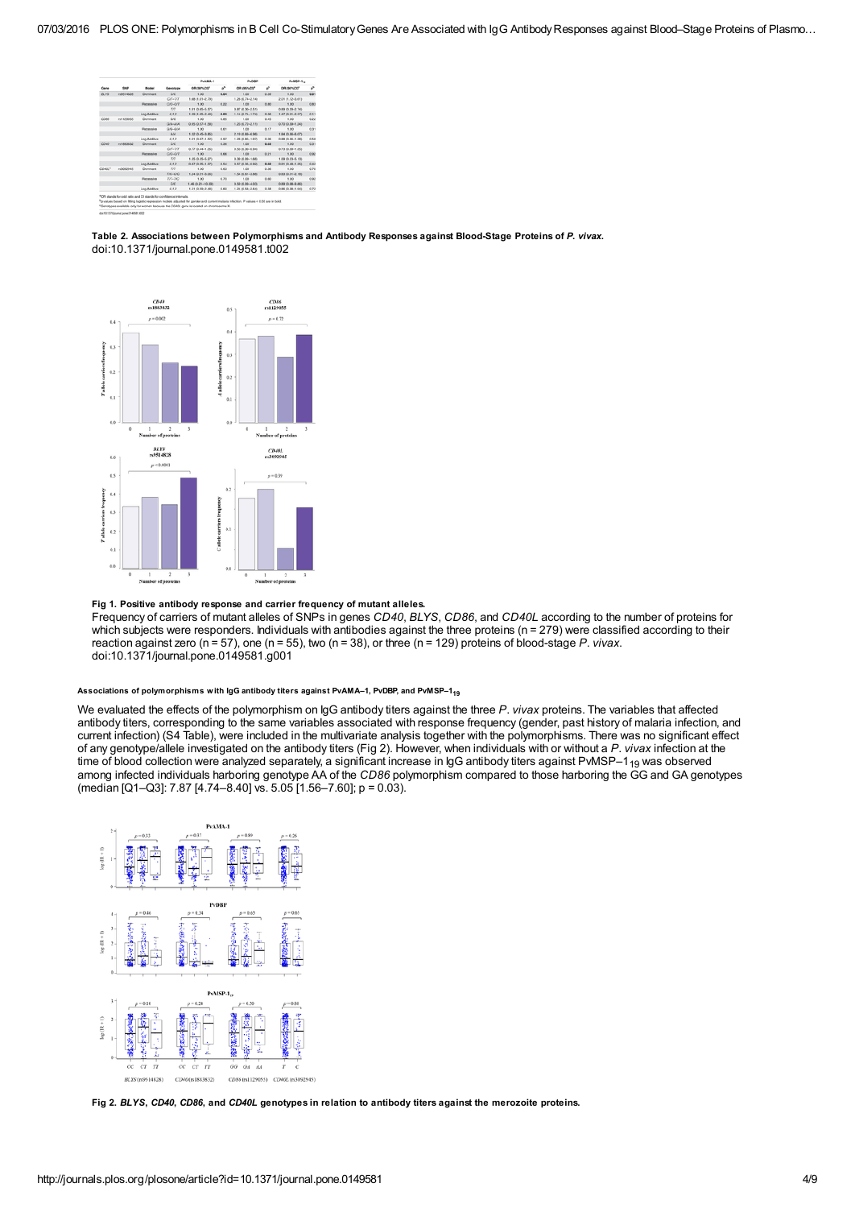**Table 2. Associations between Polymorphisms and Antibody Responses against Blood-Stage Proteins of *P. vivax*.**
doi:10.1371/journal.pone.0149581.t002

**Fig 1. Positive antibody response and carrier frequency of mutant alleles.**
Frequency of carriers of mutant alleles of SNPs in genes *CD40*, *BLYS*, *CD86*, and *CD40L* according to the number of proteins for which subjects were responders. Individuals with antibodies against the three proteins (n = 279) were classified according to their reaction against zero (n = 57), one (n = 55), two (n = 38), or three (n = 129) proteins of blood-stage *P. vivax*.
doi:10.1371/journal.pone.0149581.g001

##### Associations of polymorphisms with IgG antibody titers against PvAMA-1, PvDBP, and PvMSP-$1_{19}$

We evaluated the effects of the polymorphism on IgG antibody titers against the three *P. vivax* proteins. The variables that affected antibody titers, corresponding to the same variables associated with response frequency (gender, past history of malaria infection, and current infection) (S4 Table), were included in the multivariate analysis together with the polymorphisms. There was no significant effect of any genotype/allele investigated on the antibody titers (Fig 2). However, when individuals with or without a *P. vivax* infection at the time of blood collection were analyzed separately, a significant increase in IgG antibody titers against PvMSP-$1_{19}$ was observed among infected individuals harboring genotype AA of the *CD86* polymorphism compared to those harboring the GG and GA genotypes (median [Q1–Q3]: 7.87 [4.74–8.40] vs. 5.05 [1.56–7.60]; p = 0.03).

**Fig 2. *BLYS*, *CD40*, *CD86*, and *CD40L* genotypes in relation to antibody titers against the merozoite proteins.**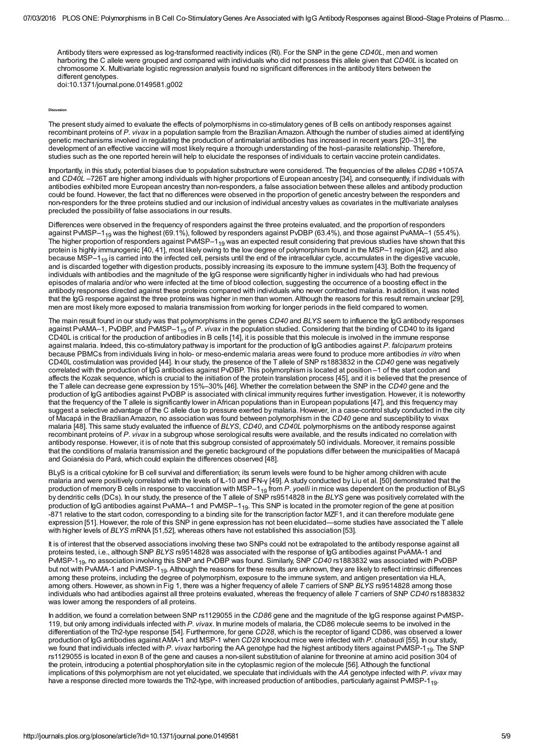Antibody titers were expressed as log-transformed reactivity indices (RI). For the SNP in the gene *CD40L*, men and women harboring the C allele were grouped and compared with individuals who did not possess this allele given that *CD40L* is located on chromosome X. Multivariate logistic regression analysis found no significant differences in the antibody titers between the different genotypes.
doi:10.1371/journal.pone.0149581.g002

## Discussion

The present study aimed to evaluate the effects of polymorphisms in co-stimulatory genes of B cells on antibody responses against recombinant proteins of *P. vivax* in a population sample from the Brazilian Amazon. Although the number of studies aimed at identifying genetic mechanisms involved in regulating the production of antimalarial antibodies has increased in recent years [20–31], the development of an effective vaccine will most likely require a thorough understanding of the host–parasite relationship. Therefore, studies such as the one reported herein will help to elucidate the responses of individuals to certain vaccine protein candidates.

Importantly, in this study, potential biases due to population substructure were considered. The frequencies of the alleles *CD86* +1057A and *CD40L* –726T are higher among individuals with higher proportions of European ancestry [34], and consequently, if individuals with antibodies exhibited more European ancestry than non-responders, a false association between these alleles and antibody production could be found. However, the fact that no differences were observed in the proportion of genetic ancestry between the responders and non-responders for the three proteins studied and our inclusion of individual ancestry values as covariates in the multivariate analyses precluded the possibility of false associations in our results.

Differences were observed in the frequency of responders against the three proteins evaluated, and the proportion of responders against PvMSP–$1_{19}$ was the highest (69.1%), followed by responders against PvDBP (63.4%), and those against PvAMA–1 (55.4%). The higher proportion of responders against PvMSP–$1_{19}$ was an expected result considering that previous studies have shown that this protein is highly immunogenic [40, 41], most likely owing to the low degree of polymorphism found in the MSP–1 region [42], and also because MSP–$1_{19}$ is carried into the infected cell, persists until the end of the intracellular cycle, accumulates in the digestive vacuole, and is discarded together with digestion products, possibly increasing its exposure to the immune system [43]. Both the frequency of individuals with antibodies and the magnitude of the IgG response were significantly higher in individuals who had had previous episodes of malaria and/or who were infected at the time of blood collection, suggesting the occurrence of a boosting effect in the antibody responses directed against these proteins compared with individuals who never contracted malaria. In addition, it was noted that the IgG response against the three proteins was higher in men than women. Although the reasons for this result remain unclear [29], men are most likely more exposed to malaria transmission from working for longer periods in the field compared to women.

The main result found in our study was that polymorphisms in the genes *CD40* and *BLYS* seem to influence the IgG antibody responses against PvAMA–1, PvDBP, and PvMSP–$1_{19}$ of *P. vivax* in the population studied. Considering that the binding of CD40 to its ligand CD40L is critical for the production of antibodies in B cells [14], it is possible that this molecule is involved in the immune response against malaria. Indeed, this co-stimulatory pathway is important for the production of IgG antibodies against *P. falciparum* proteins because PBMCs from individuals living in holo- or meso-endemic malaria areas were found to produce more antibodies *in vitro* when CD40L costimulation was provided [44]. In our study, the presence of the T allele of SNP rs1883832 in the *CD40* gene was negatively correlated with the production of IgG antibodies against PvDBP. This polymorphism is located at position –1 of the start codon and affects the Kozak sequence, which is crucial to the initiation of the protein translation process [45], and it is believed that the presence of the T allele can decrease gene expression by 15%–30% [46]. Whether the correlation between the SNP in the *CD40* gene and the production of IgG antibodies against PvDBP is associated with clinical immunity requires further investigation. However, it is noteworthy that the frequency of the T allele is significantly lower in African populations than in European populations [47], and this frequency may suggest a selective advantage of the C allele due to pressure exerted by malaria. However, in a case-control study conducted in the city of Macapá in the Brazilian Amazon, no association was found between polymorphism in the *CD40* gene and susceptibility to vivax malaria [48]. This same study evaluated the influence of *BLYS*, *CD40*, and *CD40L* polymorphisms on the antibody response against recombinant proteins of *P. vivax* in a subgroup whose serological results were available, and the results indicated no correlation with antibody response. However, it is of note that this subgroup consisted of approximately 50 individuals. Moreover, it remains possible that the conditions of malaria transmission and the genetic background of the populations differ between the municipalities of Macapá and Goianésia do Pará, which could explain the differences observed [48].

BLyS is a critical cytokine for B cell survival and differentiation; its serum levels were found to be higher among children with acute malaria and were positively correlated with the levels of IL-10 and IFN-γ [49]. A study conducted by Liu et al. [50] demonstrated that the production of memory B cells in response to vaccination with MSP–$1_{19}$ from *P. yoelli* in mice was dependent on the production of BLyS by dendritic cells (DCs). In our study, the presence of the T allele of SNP rs9514828 in the *BLYS* gene was positively correlated with the production of IgG antibodies against PvAMA–1 and PvMSP–$1_{19}$. This SNP is located in the promoter region of the gene at position -871 relative to the start codon, corresponding to a binding site for the transcription factor MZF1, and it can therefore modulate gene expression [51]. However, the role of this SNP in gene expression has not been elucidated—some studies have associated the T allele with higher levels of *BLYS* mRNA [51,52], whereas others have not established this association [53].

It is of interest that the observed associations involving these two SNPs could not be extrapolated to the antibody response against all proteins tested, i.e., although SNP *BLYS* rs9514828 was associated with the response of IgG antibodies against PvAMA-1 and PvMSP-$1_{19}$, no association involving this SNP and PvDBP was found. Similarly, SNP *CD40* rs1883832 was associated with PvDBP but not with PvAMA-1 and PvMSP-$1_{19}$. Although the reasons for these results are unknown, they are likely to reflect intrinsic differences among these proteins, including the degree of polymorphism, exposure to the immune system, and antigen presentation via HLA, among others. However, as shown in Fig 1, there was a higher frequency of allele *T* carriers of SNP *BLYS* rs9514828 among those individuals who had antibodies against all three proteins evaluated, whereas the frequency of allele *T* carriers of SNP *CD40* rs1883832 was lower among the responders of all proteins.

In addition, we found a correlation between SNP rs1129055 in the *CD86* gene and the magnitude of the IgG response against PvMSP-119, but only among individuals infected with *P. vivax*. In murine models of malaria, the CD86 molecule seems to be involved in the differentiation of the Th2-type response [54]. Furthermore, for gene *CD28*, which is the receptor of ligand CD86, was observed a lower production of IgG antibodies against AMA-1 and MSP-1 when *CD28* knockout mice were infected with *P. chabaudi* [55]. In our study, we found that individuals infected with *P. vivax* harboring the AA genotype had the highest antibody titers against PvMSP-$1_{19}$. The SNP rs1129055 is located in exon 8 of the gene and causes a non-silent substitution of alanine for threonine at amino acid position 304 of the protein, introducing a potential phosphorylation site in the cytoplasmic region of the molecule [56]. Although the functional implications of this polymorphism are not yet elucidated, we speculate that individuals with the *AA* genotype infected with *P. vivax* may have a response directed more towards the Th2-type, with increased production of antibodies, particularly against PvMSP-$1_{19}$.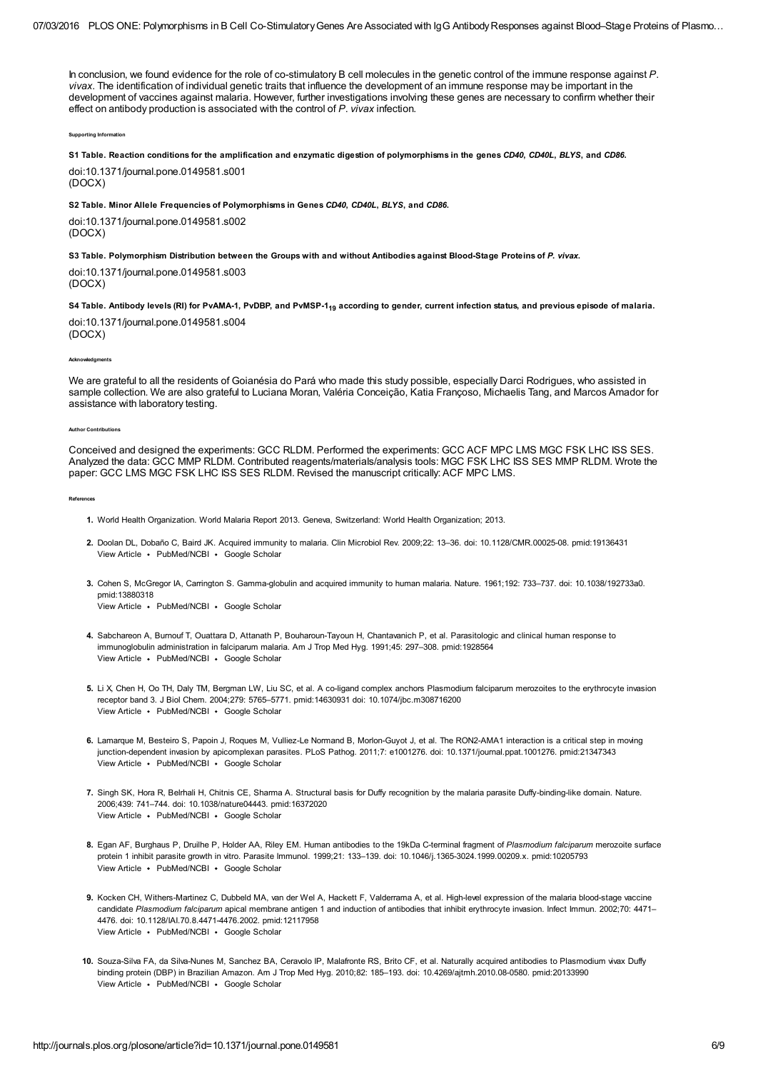In conclusion, we found evidence for the role of co-stimulatory B cell molecules in the genetic control of the immune response against *P. vivax*. The identification of individual genetic traits that influence the development of an immune response may be important in the development of vaccines against malaria. However, further investigations involving these genes are necessary to confirm whether their effect on antibody production is associated with the control of *P. vivax* infection.

###### Supporting Information

**S1 Table. Reaction conditions for the amplification and enzymatic digestion of polymorphisms in the genes *CD40*, *CD40L*, *BLYS*, and *CD86*.**

doi:10.1371/journal.pone.0149581.s001
(DOCX)

**S2 Table. Minor Allele Frequencies of Polymorphisms in Genes *CD40*, *CD40L*, *BLYS*, and *CD86*.**

doi:10.1371/journal.pone.0149581.s002
(DOCX)

**S3 Table. Polymorphism Distribution between the Groups with and without Antibodies against Blood-Stage Proteins of *P. vivax*.**

doi:10.1371/journal.pone.0149581.s003
(DOCX)

**S4 Table. Antibody levels (RI) for PvAMA-1, PvDBP, and PvMSP-$1_{19}$ according to gender, current infection status, and previous episode of malaria.**

doi:10.1371/journal.pone.0149581.s004
(DOCX)

###### Acknowledgments

We are grateful to all the residents of Goianésia do Pará who made this study possible, especially Darci Rodrigues, who assisted in sample collection. We are also grateful to Luciana Moran, Valéria Conceição, Katia Françoso, Michaelis Tang, and Marcos Amador for assistance with laboratory testing.

###### Author Contributions

Conceived and designed the experiments: GCC RLDM. Performed the experiments: GCC ACF MPC LMS MGC FSK LHC ISS SES. Analyzed the data: GCC MMP RLDM. Contributed reagents/materials/analysis tools: MGC FSK LHC ISS SES MMP RLDM. Wrote the paper: GCC LMS MGC FSK LHC ISS SES RLDM. Revised the manuscript critically: ACF MPC LMS.

###### References

1. World Health Organization. World Malaria Report 2013. Geneva, Switzerland: World Health Organization; 2013.
2. Doolan DL, Dobaño C, Baird JK. Acquired immunity to malaria. Clin Microbiol Rev. 2009;22: 13–36. doi: 10.1128/CMR.00025-08. pmid:19136431
   View Article • PubMed/NCBI • Google Scholar
3. Cohen S, McGregor IA, Carrington S. Gamma-globulin and acquired immunity to human malaria. Nature. 1961;192: 733–737. doi: 10.1038/192733a0. pmid:13880318
   View Article • PubMed/NCBI • Google Scholar
4. Sabchareon A, Burnouf T, Ouattara D, Attanath P, Bouharoun-Tayoun H, Chantavanich P, et al. Parasitologic and clinical human response to immunoglobulin administration in falciparum malaria. Am J Trop Med Hyg. 1991;45: 297–308. pmid:1928564
   View Article • PubMed/NCBI • Google Scholar
5. Li X, Chen H, Oo TH, Daly TM, Bergman LW, Liu SC, et al. A co-ligand complex anchors Plasmodium falciparum merozoites to the erythrocyte invasion receptor band 3. J Biol Chem. 2004;279: 5765–5771. pmid:14630931 doi: 10.1074/jbc.m308716200
   View Article • PubMed/NCBI • Google Scholar
6. Lamarque M, Besteiro S, Papoin J, Roques M, Vulliez-Le Normand B, Morlon-Guyot J, et al. The RON2-AMA1 interaction is a critical step in moving junction-dependent invasion by apicomplexan parasites. PLoS Pathog. 2011;7: e1001276. doi: 10.1371/journal.ppat.1001276. pmid:21347343
   View Article • PubMed/NCBI • Google Scholar
7. Singh SK, Hora R, Belrhali H, Chitnis CE, Sharma A. Structural basis for Duffy recognition by the malaria parasite Duffy-binding-like domain. Nature. 2006;439: 741–744. doi: 10.1038/nature04443. pmid:16372020
   View Article • PubMed/NCBI • Google Scholar
8. Egan AF, Burghaus P, Druilhe P, Holder AA, Riley EM. Human antibodies to the 19kDa C-terminal fragment of *Plasmodium falciparum* merozoite surface protein 1 inhibit parasite growth in vitro. Parasite Immunol. 1999;21: 133–139. doi: 10.1046/j.1365-3024.1999.00209.x. pmid:10205793
   View Article • PubMed/NCBI • Google Scholar
9. Kocken CH, Withers-Martinez C, Dubbeld MA, van der Wel A, Hackett F, Valderrama A, et al. High-level expression of the malaria blood-stage vaccine candidate *Plasmodium falciparum* apical membrane antigen 1 and induction of antibodies that inhibit erythrocyte invasion. Infect Immun. 2002;70: 4471–4476. doi: 10.1128/IAI.70.8.4471-4476.2002. pmid:12117958
   View Article • PubMed/NCBI • Google Scholar
10. Souza-Silva FA, da Silva-Nunes M, Sanchez BA, Ceravolo IP, Malafronte RS, Brito CF, et al. Naturally acquired antibodies to Plasmodium vivax Duffy binding protein (DBP) in Brazilian Amazon. Am J Trop Med Hyg. 2010;82: 185–193. doi: 10.4269/ajtmh.2010.08-0580. pmid:20133990
    View Article • PubMed/NCBI • Google Scholar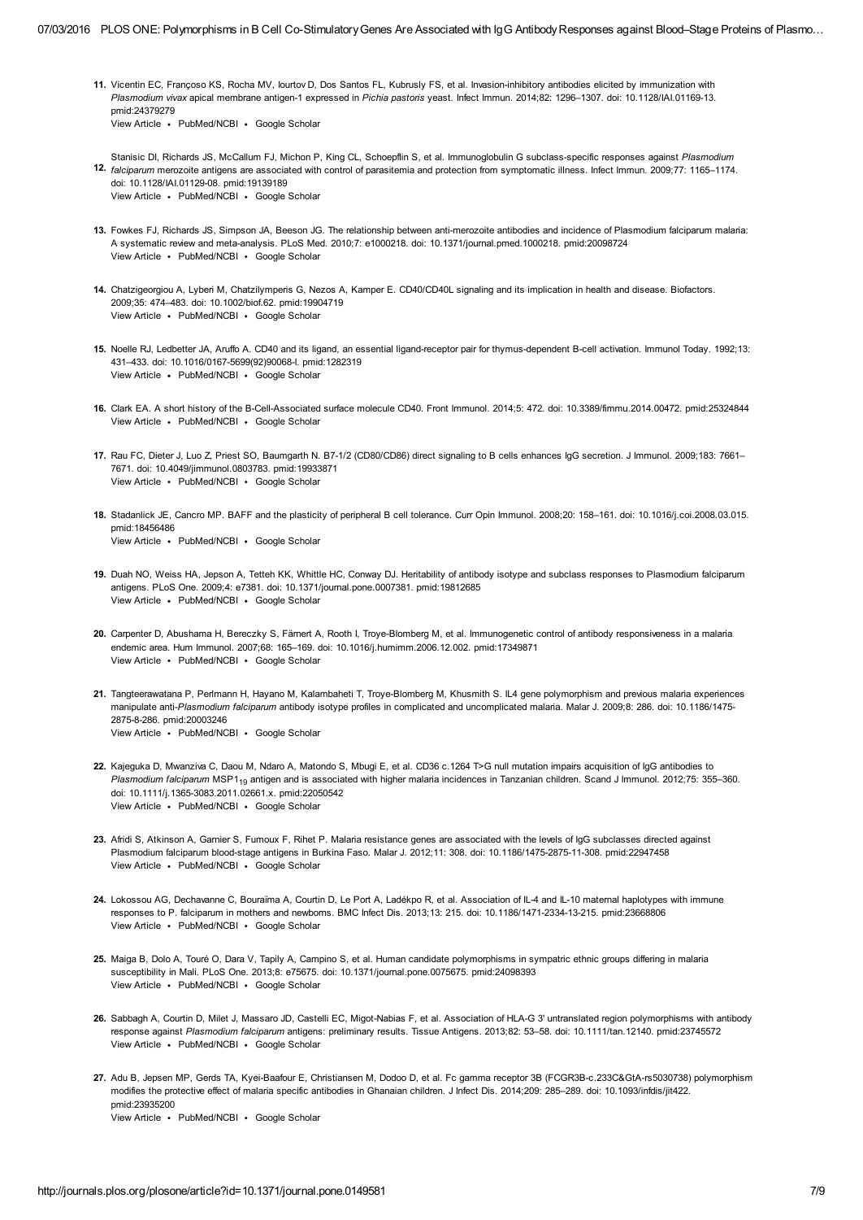11. Vicentin EC, Françoso KS, Rocha MV, Iourtov D, Dos Santos FL, Kubrusly FS, et al. Invasion-inhibitory antibodies elicited by immunization with *Plasmodium vivax* apical membrane antigen-1 expressed in *Pichia pastoris* yeast. Infect Immun. 2014;82: 1296–1307. doi: 10.1128/IAI.01169-13. pmid:24379279
View Article • PubMed/NCBI • Google Scholar

12. Stanisic DI, Richards JS, McCallum FJ, Michon P, King CL, Schoepflin S, et al. Immunoglobulin G subclass-specific responses against *Plasmodium falciparum* merozoite antigens are associated with control of parasitemia and protection from symptomatic illness. Infect Immun. 2009;77: 1165–1174. doi: 10.1128/IAI.01129-08. pmid:19139189
View Article • PubMed/NCBI • Google Scholar

13. Fowkes FJ, Richards JS, Simpson JA, Beeson JG. The relationship between anti-merozoite antibodies and incidence of Plasmodium falciparum malaria: A systematic review and meta-analysis. PLoS Med. 2010;7: e1000218. doi: 10.1371/journal.pmed.1000218. pmid:20098724
View Article • PubMed/NCBI • Google Scholar

14. Chatzigeorgiou A, Lyberi M, Chatzilymperis G, Nezos A, Kamper E. CD40/CD40L signaling and its implication in health and disease. Biofactors. 2009;35: 474–483. doi: 10.1002/biof.62. pmid:19904719
View Article • PubMed/NCBI • Google Scholar

15. Noelle RJ, Ledbetter JA, Aruffo A. CD40 and its ligand, an essential ligand-receptor pair for thymus-dependent B-cell activation. Immunol Today. 1992;13: 431–433. doi: 10.1016/0167-5699(92)90068-I. pmid:1282319
View Article • PubMed/NCBI • Google Scholar

16. Clark EA. A short history of the B-Cell-Associated surface molecule CD40. Front Immunol. 2014;5: 472. doi: 10.3389/fimmu.2014.00472. pmid:25324844
View Article • PubMed/NCBI • Google Scholar

17. Rau FC, Dieter J, Luo Z, Priest SO, Baumgarth N. B7-1/2 (CD80/CD86) direct signaling to B cells enhances IgG secretion. J Immunol. 2009;183: 7661–7671. doi: 10.4049/jimmunol.0803783. pmid:19933871
View Article • PubMed/NCBI • Google Scholar

18. Stadanlick JE, Cancro MP. BAFF and the plasticity of peripheral B cell tolerance. Curr Opin Immunol. 2008;20: 158–161. doi: 10.1016/j.coi.2008.03.015. pmid:18456486
View Article • PubMed/NCBI • Google Scholar

19. Duah NO, Weiss HA, Jepson A, Tetteh KK, Whittle HC, Conway DJ. Heritability of antibody isotype and subclass responses to Plasmodium falciparum antigens. PLoS One. 2009;4: e7381. doi: 10.1371/journal.pone.0007381. pmid:19812685
View Article • PubMed/NCBI • Google Scholar

20. Carpenter D, Abushama H, Bereczky S, Färnert A, Rooth I, Troye-Blomberg M, et al. Immunogenetic control of antibody responsiveness in a malaria endemic area. Hum Immunol. 2007;68: 165–169. doi: 10.1016/j.humimm.2006.12.002. pmid:17349871
View Article • PubMed/NCBI • Google Scholar

21. Tangteerawatana P, Perlmann H, Hayano M, Kalambaheti T, Troye-Blomberg M, Khusmith S. IL4 gene polymorphism and previous malaria experiences manipulate anti-*Plasmodium falciparum* antibody isotype profiles in complicated and uncomplicated malaria. Malar J. 2009;8: 286. doi: 10.1186/1475-2875-8-286. pmid:20003246
View Article • PubMed/NCBI • Google Scholar

22. Kajeguka D, Mwanziva C, Daou M, Ndaro A, Matondo S, Mbugi E, et al. CD36 c.1264 T>G null mutation impairs acquisition of IgG antibodies to *Plasmodium falciparum* $MSP1_{19}$ antigen and is associated with higher malaria incidences in Tanzanian children. Scand J Immunol. 2012;75: 355–360. doi: 10.1111/j.1365-3083.2011.02661.x. pmid:22050542
View Article • PubMed/NCBI • Google Scholar

23. Afridi S, Atkinson A, Garnier S, Fumoux F, Rihet P. Malaria resistance genes are associated with the levels of IgG subclasses directed against Plasmodium falciparum blood-stage antigens in Burkina Faso. Malar J. 2012;11: 308. doi: 10.1186/1475-2875-11-308. pmid:22947458
View Article • PubMed/NCBI • Google Scholar

24. Lokossou AG, Dechavanne C, Bouraïma A, Courtin D, Le Port A, Ladékpo R, et al. Association of IL-4 and IL-10 maternal haplotypes with immune responses to P. falciparum in mothers and newborns. BMC Infect Dis. 2013;13: 215. doi: 10.1186/1471-2334-13-215. pmid:23668806
View Article • PubMed/NCBI • Google Scholar

25. Maiga B, Dolo A, Touré O, Dara V, Tapily A, Campino S, et al. Human candidate polymorphisms in sympatric ethnic groups differing in malaria susceptibility in Mali. PLoS One. 2013;8: e75675. doi: 10.1371/journal.pone.0075675. pmid:24098393
View Article • PubMed/NCBI • Google Scholar

26. Sabbagh A, Courtin D, Milet J, Massaro JD, Castelli EC, Migot-Nabias F, et al. Association of HLA-G 3' untranslated region polymorphisms with antibody response against *Plasmodium falciparum* antigens: preliminary results. Tissue Antigens. 2013;82: 53–58. doi: 10.1111/tan.12140. pmid:23745572
View Article • PubMed/NCBI • Google Scholar

27. Adu B, Jepsen MP, Gerds TA, Kyei-Baafour E, Christiansen M, Dodoo D, et al. Fc gamma receptor 3B (FCGR3B-c.233C&GtA-rs5030738) polymorphism modifies the protective effect of malaria specific antibodies in Ghanaian children. J Infect Dis. 2014;209: 285–289. doi: 10.1093/infdis/jit422. pmid:23935200
View Article • PubMed/NCBI • Google Scholar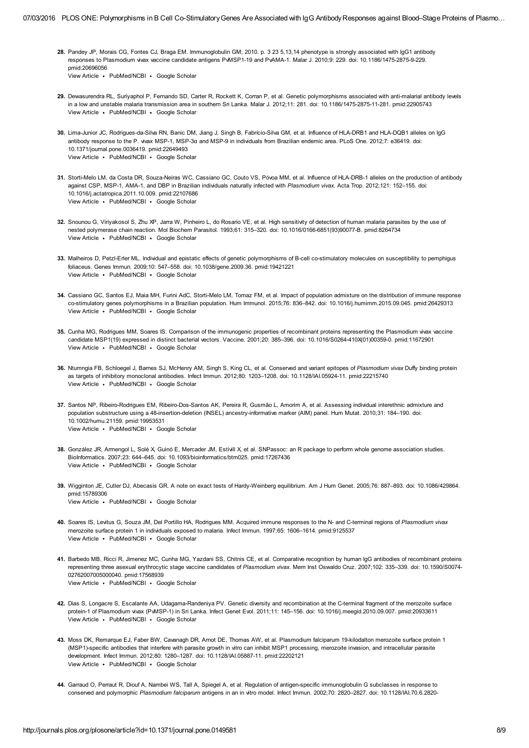28. Pandey JP, Morais CG, Fontes CJ, Braga EM. Immunoglobulin GM; 2010. p. 3 23 5,13,14 phenotype is strongly associated with IgG1 antibody responses to Plasmodium vivax vaccine candidate antigens PvMSP1-19 and PvAMA-1. Malar J. 2010;9: 229. doi: 10.1186/1475-2875-9-229. pmid:20696056
View Article • PubMed/NCBI • Google Scholar

29. Dewasurendra RL, Suriyaphol P, Fernando SD, Carter R, Rockett K, Corran P, et al. Genetic polymorphisms associated with anti-malarial antibody levels in a low and unstable malaria transmission area in southern Sri Lanka. Malar J. 2012;11: 281. doi: 10.1186/1475-2875-11-281. pmid:22905743
View Article • PubMed/NCBI • Google Scholar

30. Lima-Junior JC, Rodrigues-da-Silva RN, Banic DM, Jiang J, Singh B, Fabrício-Silva GM, et al. Influence of HLA-DRB1 and HLA-DQB1 alleles on IgG antibody response to the P. vivax MSP-1, MSP-3α and MSP-9 in individuals from Brazilian endemic area. PLoS One. 2012;7: e36419. doi: 10.1371/journal.pone.0036419. pmid:22649493
View Article • PubMed/NCBI • Google Scholar

31. Storti-Melo LM, da Costa DR, Souza-Neiras WC, Cassiano GC, Couto VS, Póvoa MM, et al. Influence of HLA-DRB-1 alleles on the production of antibody against CSP, MSP-1, AMA-1, and DBP in Brazilian individuals naturally infected with *Plasmodium vivax*. Acta Trop. 2012;121: 152–155. doi: 10.1016/j.actatropica.2011.10.009. pmid:22107686
View Article • PubMed/NCBI • Google Scholar

32. Snounou G, Viriyakosol S, Zhu XP, Jarra W, Pinheiro L, do Rosario VE, et al. High sensitivity of detection of human malaria parasites by the use of nested polymerase chain reaction. Mol Biochem Parasitol. 1993;61: 315–320. doi: 10.1016/0166-6851(93)90077-B. pmid:8264734
View Article • PubMed/NCBI • Google Scholar

33. Malheiros D, Petzl-Erler ML. Individual and epistatic effects of genetic polymorphisms of B-cell co-stimulatory molecules on susceptibility to pemphigus foliaceus. Genes Immun. 2009;10: 547–558. doi: 10.1038/gene.2009.36. pmid:19421221
View Article • PubMed/NCBI • Google Scholar

34. Cassiano GC, Santos EJ, Maia MH, Furini AdC, Storti-Melo LM, Tomaz FM, et al. Impact of population admixture on the distribution of immune response co-stimulatory genes polymorphisms in a Brazilian population. Hum Immunol. 2015;76: 836–842. doi: 10.1016/j.humimm.2015.09.045. pmid:26429313
View Article • PubMed/NCBI • Google Scholar

35. Cunha MG, Rodrigues MM, Soares IS. Comparison of the immunogenic properties of recombinant proteins representing the Plasmodium vivax vaccine candidate MSP1(19) expressed in distinct bacterial vectors. Vaccine. 2001;20: 385–396. doi: 10.1016/S0264-410X(01)00359-0. pmid:11672901
View Article • PubMed/NCBI • Google Scholar

36. Ntumngia FB, Schloegel J, Barnes SJ, McHenry AM, Singh S, King CL, et al. Conserved and variant epitopes of *Plasmodium vivax* Duffy binding protein as targets of inhibitory monoclonal antibodies. Infect Immun. 2012;80: 1203–1208. doi: 10.1128/IAI.05924-11. pmid:22215740
View Article • PubMed/NCBI • Google Scholar

37. Santos NP, Ribeiro-Rodrigues EM, Ribeiro-Dos-Santos AK, Pereira R, Gusmão L, Amorim A, et al. Assessing individual interethnic admixture and population substructure using a 48-insertion-deletion (INSEL) ancestry-informative marker (AIM) panel. Hum Mutat. 2010;31: 184–190. doi: 10.1002/humu.21159. pmid:19953531
View Article • PubMed/NCBI • Google Scholar

38. González JR, Armengol L, Solé X, Guinó E, Mercader JM, Estivill X, et al. SNPassoc: an R package to perform whole genome association studies. Bioinformatics. 2007;23: 644–645. doi: 10.1093/bioinformatics/btm025. pmid:17267436
View Article • PubMed/NCBI • Google Scholar

39. Wigginton JE, Cutler DJ, Abecasis GR. A note on exact tests of Hardy-Weinberg equilibrium. Am J Hum Genet. 2005;76: 887–893. doi: 10.1086/429864. pmid:15789306
View Article • PubMed/NCBI • Google Scholar

40. Soares IS, Levitus G, Souza JM, Del Portillo HA, Rodrigues MM. Acquired immune responses to the N- and C-terminal regions of *Plasmodium vivax* merozoite surface protein 1 in individuals exposed to malaria. Infect Immun. 1997;65: 1606–1614. pmid:9125537
View Article • PubMed/NCBI • Google Scholar

41. Barbedo MB, Ricci R, Jimenez MC, Cunha MG, Yazdani SS, Chitnis CE, et al. Comparative recognition by human IgG antibodies of recombinant proteins representing three asexual erythrocytic stage vaccine candidates of *Plasmodium vivax*. Mem Inst Oswaldo Cruz. 2007;102: 335–339. doi: 10.1590/S0074-02762007005000040. pmid:17568939
View Article • PubMed/NCBI • Google Scholar

42. Dias S, Longacre S, Escalante AA, Udagama-Randeniya PV. Genetic diversity and recombination at the C-terminal fragment of the merozoite surface protein-1 of Plasmodium vivax (PvMSP-1) in Sri Lanka. Infect Genet Evol. 2011;11: 145–156. doi: 10.1016/j.meegid.2010.09.007. pmid:20933611
View Article • PubMed/NCBI • Google Scholar

43. Moss DK, Remarque EJ, Faber BW, Cavanagh DR, Arnot DE, Thomas AW, et al. Plasmodium falciparum 19-kilodalton merozoite surface protein 1 (MSP1)-specific antibodies that interfere with parasite growth in vitro can inhibit MSP1 processing, merozoite invasion, and intracellular parasite development. Infect Immun. 2012;80: 1280–1287. doi: 10.1128/IAI.05887-11. pmid:22202121
View Article • PubMed/NCBI • Google Scholar

44. Garraud O, Perraut R, Diouf A, Nambei WS, Tall A, Spiegel A, et al. Regulation of antigen-specific immunoglobulin G subclasses in response to conserved and polymorphic *Plasmodium falciparum* antigens in an in vitro model. Infect Immun. 2002;70: 2820–2827. doi: 10.1128/IAI.70.6.2820-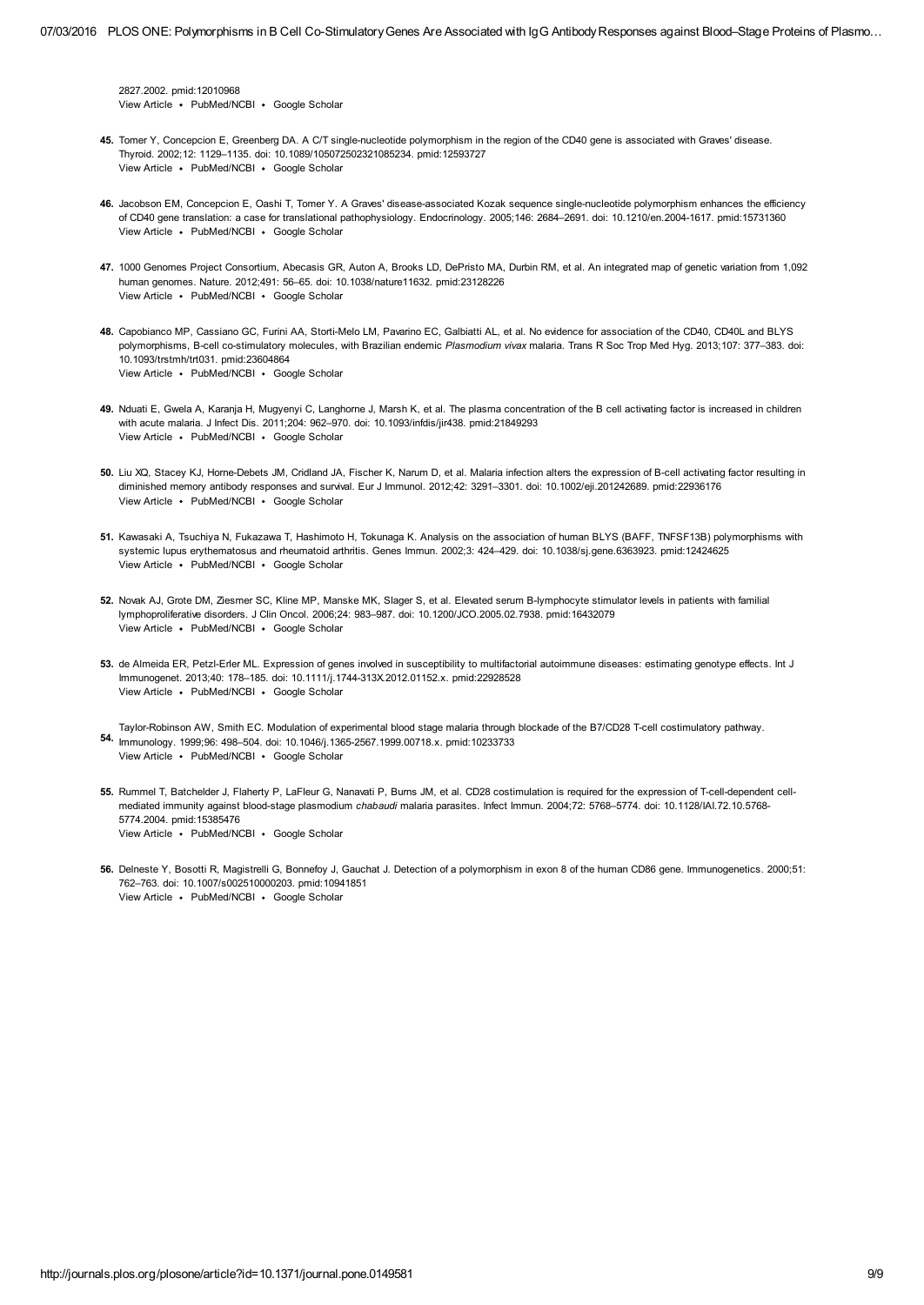2827.2002. pmid:12010968
View Article • PubMed/NCBI • Google Scholar

45. Tomer Y, Concepcion E, Greenberg DA. A C/T single-nucleotide polymorphism in the region of the CD40 gene is associated with Graves' disease. Thyroid. 2002;12: 1129–1135. doi: 10.1089/105072502321085234. pmid:12593727
View Article • PubMed/NCBI • Google Scholar

46. Jacobson EM, Concepcion E, Oashi T, Tomer Y. A Graves' disease-associated Kozak sequence single-nucleotide polymorphism enhances the efficiency of CD40 gene translation: a case for translational pathophysiology. Endocrinology. 2005;146: 2684–2691. doi: 10.1210/en.2004-1617. pmid:15731360
View Article • PubMed/NCBI • Google Scholar

47. 1000 Genomes Project Consortium, Abecasis GR, Auton A, Brooks LD, DePristo MA, Durbin RM, et al. An integrated map of genetic variation from 1,092 human genomes. Nature. 2012;491: 56–65. doi: 10.1038/nature11632. pmid:23128226
View Article • PubMed/NCBI • Google Scholar

48. Capobianco MP, Cassiano GC, Furini AA, Storti-Melo LM, Pavarino EC, Galbiatti AL, et al. No evidence for association of the CD40, CD40L and BLYS polymorphisms, B-cell co-stimulatory molecules, with Brazilian endemic *Plasmodium vivax* malaria. Trans R Soc Trop Med Hyg. 2013;107: 377–383. doi: 10.1093/trstmh/trt031. pmid:23604864
View Article • PubMed/NCBI • Google Scholar

49. Nduati E, Gwela A, Karanja H, Mugyenyi C, Langhorne J, Marsh K, et al. The plasma concentration of the B cell activating factor is increased in children with acute malaria. J Infect Dis. 2011;204: 962–970. doi: 10.1093/infdis/jir438. pmid:21849293
View Article • PubMed/NCBI • Google Scholar

50. Liu XQ, Stacey KJ, Horne-Debets JM, Cridland JA, Fischer K, Narum D, et al. Malaria infection alters the expression of B-cell activating factor resulting in diminished memory antibody responses and survival. Eur J Immunol. 2012;42: 3291–3301. doi: 10.1002/eji.201242689. pmid:22936176
View Article • PubMed/NCBI • Google Scholar

51. Kawasaki A, Tsuchiya N, Fukazawa T, Hashimoto H, Tokunaga K. Analysis on the association of human BLYS (BAFF, TNFSF13B) polymorphisms with systemic lupus erythematosus and rheumatoid arthritis. Genes Immun. 2002;3: 424–429. doi: 10.1038/sj.gene.6363923. pmid:12424625
View Article • PubMed/NCBI • Google Scholar

52. Novak AJ, Grote DM, Ziesmer SC, Kline MP, Manske MK, Slager S, et al. Elevated serum B-lymphocyte stimulator levels in patients with familial lymphoproliferative disorders. J Clin Oncol. 2006;24: 983–987. doi: 10.1200/JCO.2005.02.7938. pmid:16432079
View Article • PubMed/NCBI • Google Scholar

53. de Almeida ER, Petzl-Erler ML. Expression of genes involved in susceptibility to multifactorial autoimmune diseases: estimating genotype effects. Int J Immunogenet. 2013;40: 178–185. doi: 10.1111/j.1744-313X.2012.01152.x. pmid:22928528
View Article • PubMed/NCBI • Google Scholar

54. Taylor-Robinson AW, Smith EC. Modulation of experimental blood stage malaria through blockade of the B7/CD28 T-cell costimulatory pathway. Immunology. 1999;96: 498–504. doi: 10.1046/j.1365-2567.1999.00718.x. pmid:10233733
View Article • PubMed/NCBI • Google Scholar

55. Rummel T, Batchelder J, Flaherty P, LaFleur G, Nanavati P, Burns JM, et al. CD28 costimulation is required for the expression of T-cell-dependent cell-mediated immunity against blood-stage plasmodium *chabaudi* malaria parasites. Infect Immun. 2004;72: 5768–5774. doi: 10.1128/IAI.72.10.5768-5774.2004. pmid:15385476
View Article • PubMed/NCBI • Google Scholar

56. Delneste Y, Bosotti R, Magistrelli G, Bonnefoy J, Gauchat J. Detection of a polymorphism in exon 8 of the human CD86 gene. Immunogenetics. 2000;51: 762–763. doi: 10.1007/s002510000203. pmid:10941851
View Article • PubMed/NCBI • Google Scholar